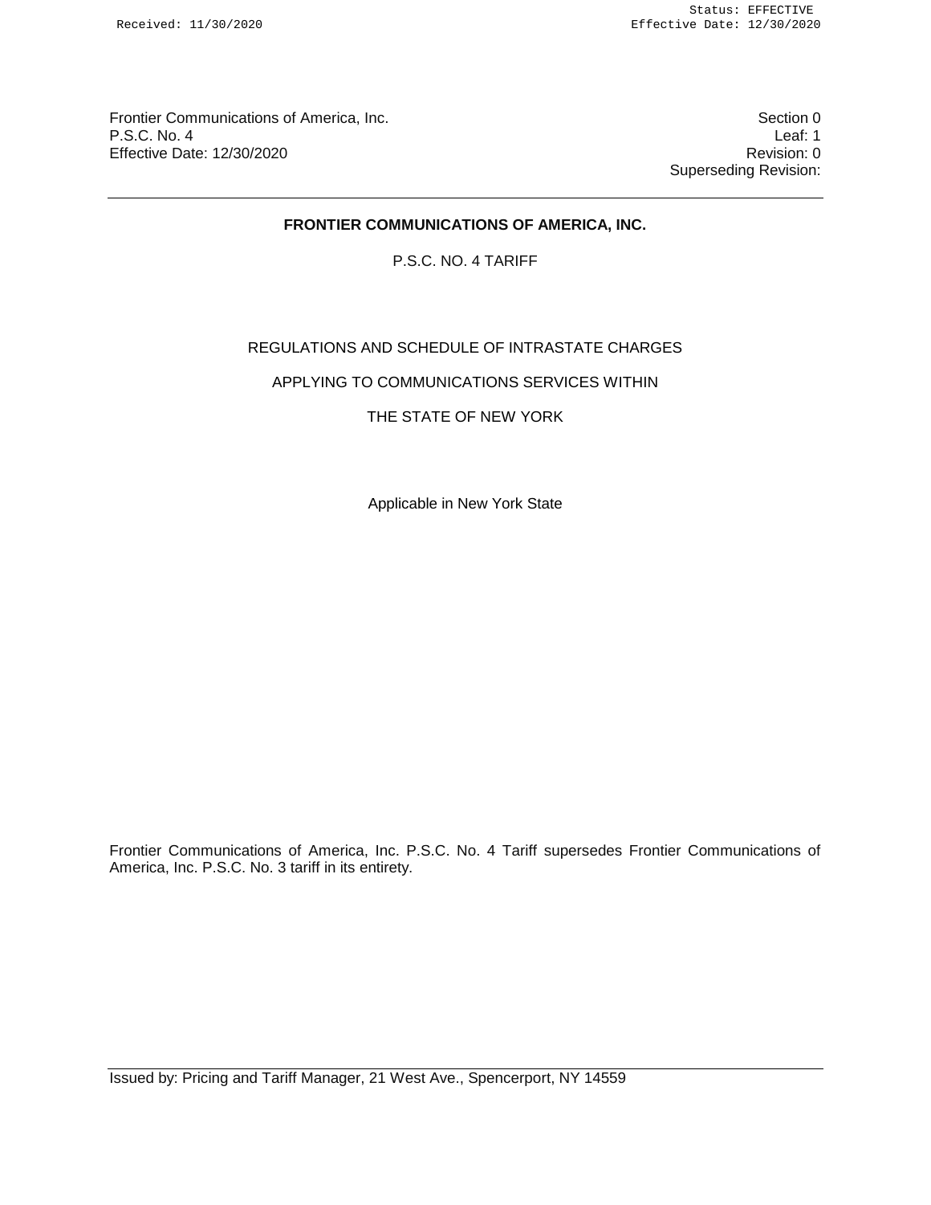Frontier Communications of America, Inc.
P.S.C. No. 4
Effective Date: 12/30/2020

Section 0
Leaf: 1
Revision: 0
Superseding Revision:

---

# FRONTIER COMMUNICATIONS OF AMERICA, INC.

P.S.C. NO. 4 TARIFF

REGULATIONS AND SCHEDULE OF INTRASTATE CHARGES

APPLYING TO COMMUNICATIONS SERVICES WITHIN

THE STATE OF NEW YORK

Applicable in New York State

Frontier Communications of America, Inc. P.S.C. No. 4 Tariff supersedes Frontier Communications of America, Inc. P.S.C. No. 3 tariff in its entirety.

---

Issued by: Pricing and Tariff Manager, 21 West Ave., Spencerport, NY 14559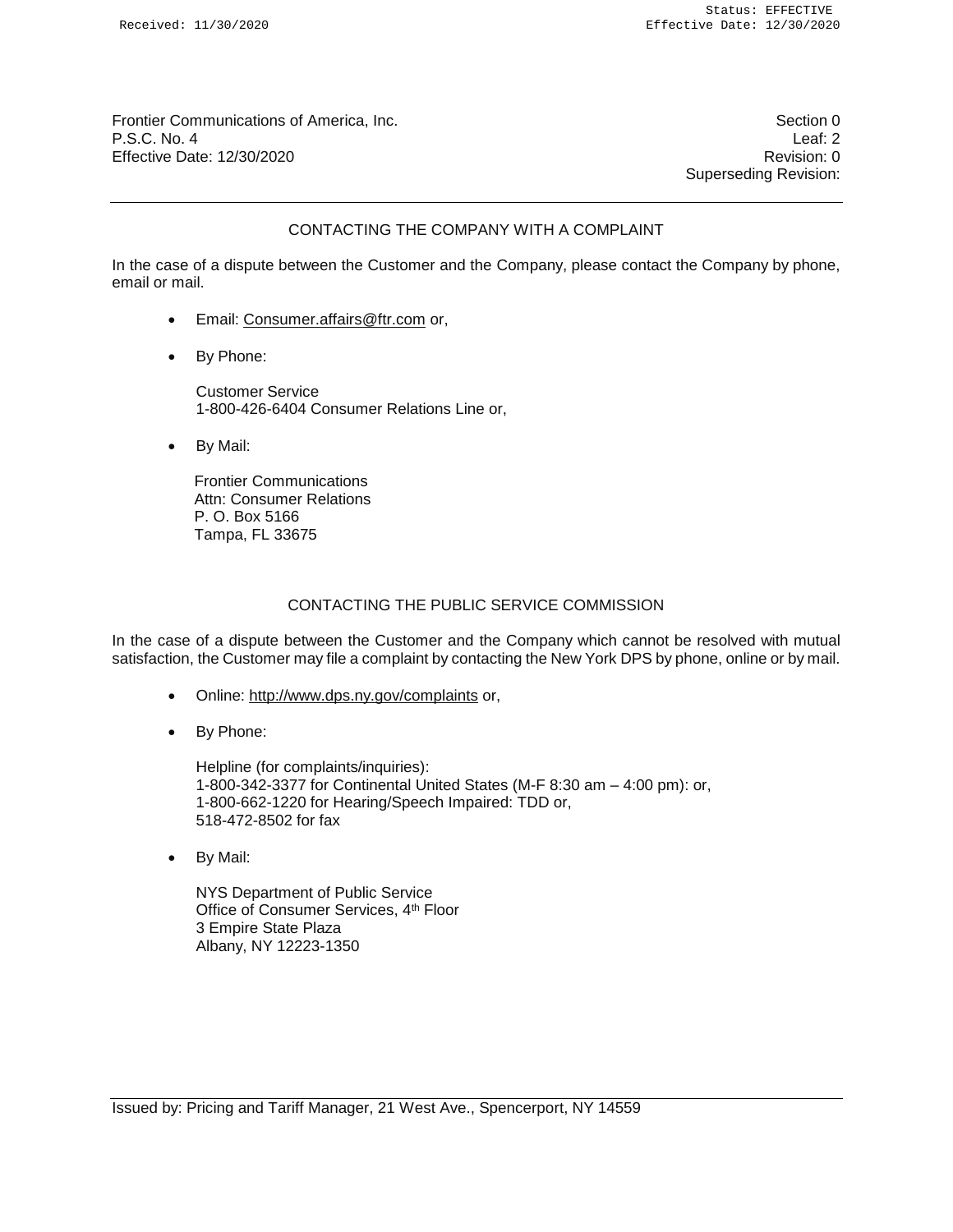Frontier Communications of America, Inc.
P.S.C. No. 4
Effective Date: 12/30/2020

Section 0
Leaf: 2
Revision: 0
Superseding Revision:

## CONTACTING THE COMPANY WITH A COMPLAINT

In the case of a dispute between the Customer and the Company, please contact the Company by phone, email or mail.

- Email: Consumer.affairs@ftr.com or,
- By Phone:

  Customer Service
  1-800-426-6404 Consumer Relations Line or,

- By Mail:

  Frontier Communications
  Attn: Consumer Relations
  P. O. Box 5166
  Tampa, FL 33675

## CONTACTING THE PUBLIC SERVICE COMMISSION

In the case of a dispute between the Customer and the Company which cannot be resolved with mutual satisfaction, the Customer may file a complaint by contacting the New York DPS by phone, online or by mail.

- Online: http://www.dps.ny.gov/complaints or,
- By Phone:

  Helpline (for complaints/inquiries):
  1-800-342-3377 for Continental United States (M-F 8:30 am – 4:00 pm): or,
  1-800-662-1220 for Hearing/Speech Impaired: TDD or,
  518-472-8502 for fax

- By Mail:

  NYS Department of Public Service
  Office of Consumer Services, 4th Floor
  3 Empire State Plaza
  Albany, NY 12223-1350

Issued by: Pricing and Tariff Manager, 21 West Ave., Spencerport, NY 14559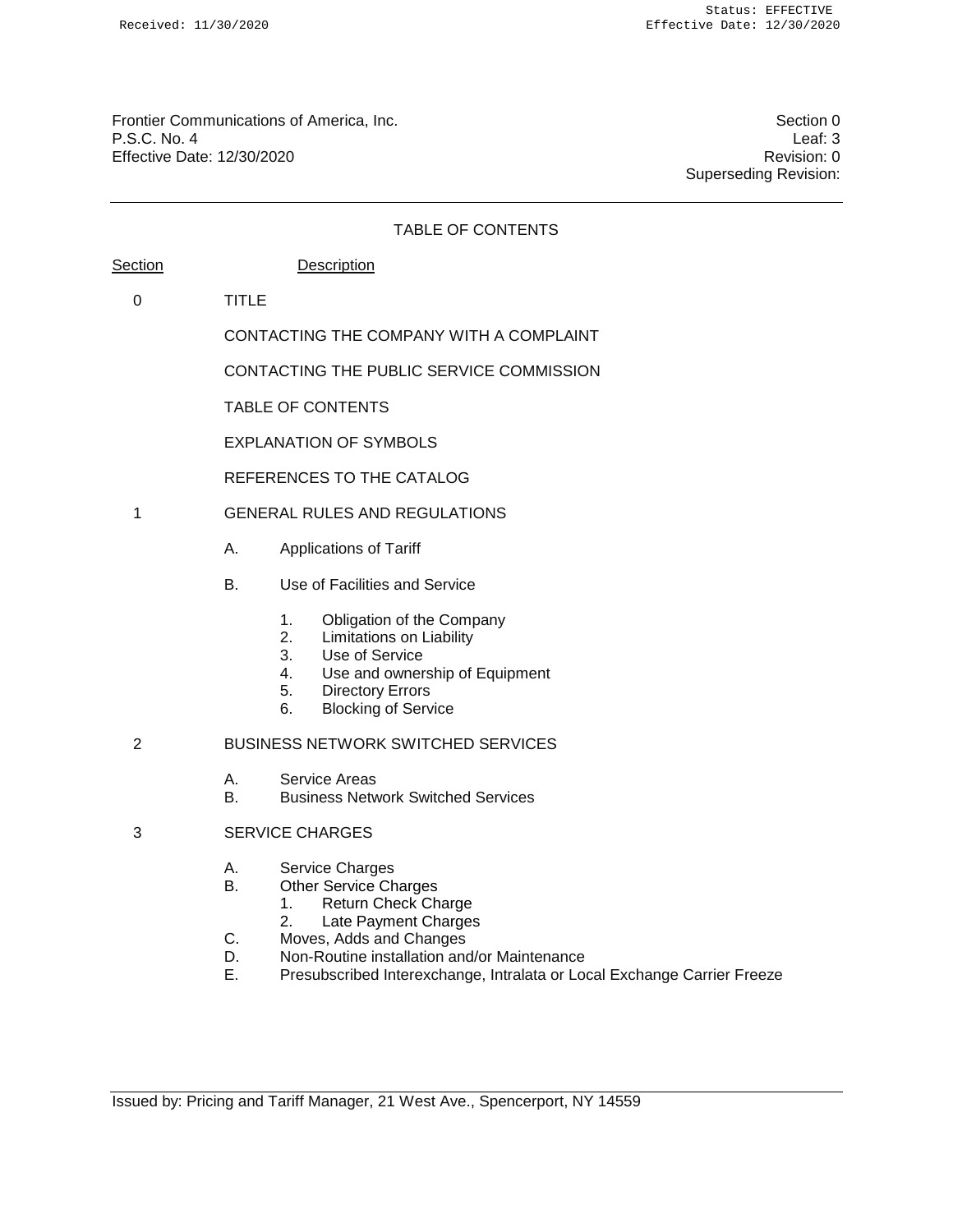Frontier Communications of America, Inc.
P.S.C. No. 4
Effective Date: 12/30/2020

Section 0
Leaf: 3
Revision: 0
Superseding Revision:

## TABLE OF CONTENTS

| Section | Description |
|---|---|
| 0 | TITLE |
| | CONTACTING THE COMPANY WITH A COMPLAINT |
| | CONTACTING THE PUBLIC SERVICE COMMISSION |
| | TABLE OF CONTENTS |
| | EXPLANATION OF SYMBOLS |
| | REFERENCES TO THE CATALOG |
| 1 | GENERAL RULES AND REGULATIONS |
| 2 | BUSINESS NETWORK SWITCHED SERVICES |
| 3 | SERVICE CHARGES |

**0** TITLE

CONTACTING THE COMPANY WITH A COMPLAINT

CONTACTING THE PUBLIC SERVICE COMMISSION

TABLE OF CONTENTS

EXPLANATION OF SYMBOLS

REFERENCES TO THE CATALOG

**1** GENERAL RULES AND REGULATIONS

- A. Applications of Tariff
- B. Use of Facilities and Service
  1. Obligation of the Company
  2. Limitations on Liability
  3. Use of Service
  4. Use and ownership of Equipment
  5. Directory Errors
  6. Blocking of Service

**2** BUSINESS NETWORK SWITCHED SERVICES

- A. Service Areas
- B. Business Network Switched Services

**3** SERVICE CHARGES

- A. Service Charges
- B. Other Service Charges
  1. Return Check Charge
  2. Late Payment Charges
- C. Moves, Adds and Changes
- D. Non-Routine installation and/or Maintenance
- E. Presubscribed Interexchange, Intralata or Local Exchange Carrier Freeze

Issued by: Pricing and Tariff Manager, 21 West Ave., Spencerport, NY 14559

Frontier Communications of America, Inc.
P.S.C. No. 4
Effective Date: 12/30/2020

Section 0
Leaf: 3
Revision: 0
Superseding Revision:

## TABLE OF CONTENTS

**Section** | **Description**

**0** TITLE

CONTACTING THE COMPANY WITH A COMPLAINT

CONTACTING THE PUBLIC SERVICE COMMISSION

TABLE OF CONTENTS

EXPLANATION OF SYMBOLS

REFERENCES TO THE CATALOG

**1** GENERAL RULES AND REGULATIONS

- A. Applications of Tariff
- B. Use of Facilities and Service
  1. Obligation of the Company
  2. Limitations on Liability
  3. Use of Service
  4. Use and ownership of Equipment
  5. Directory Errors
  6. Blocking of Service

**2** BUSINESS NETWORK SWITCHED SERVICES

- A. Service Areas
- B. Business Network Switched Services

**3** SERVICE CHARGES

- A. Service Charges
- B. Other Service Charges
  1. Return Check Charge
  2. Late Payment Charges
- C. Moves, Adds and Changes
- D. Non-Routine installation and/or Maintenance
- E. Presubscribed Interexchange, Intralata or Local Exchange Carrier Freeze

Issued by: Pricing and Tariff Manager, 21 West Ave., Spencerport, NY 14559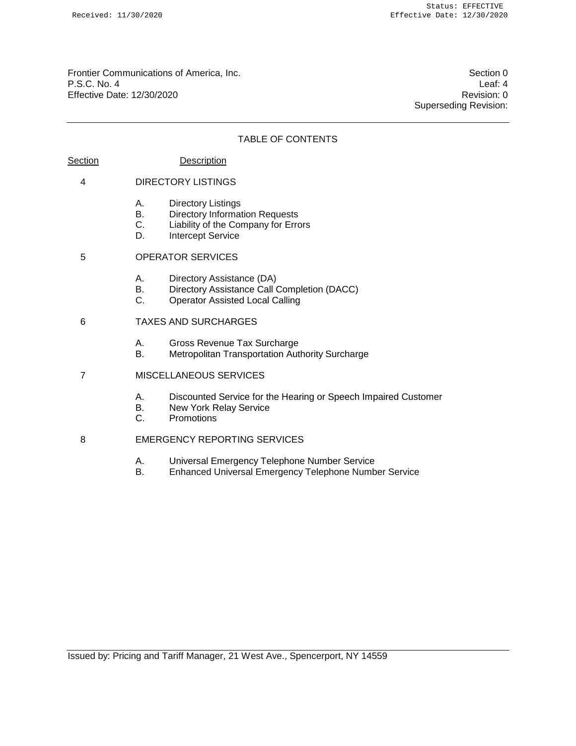Frontier Communications of America, Inc.
P.S.C. No. 4
Effective Date: 12/30/2020

Section 0
Leaf: 4
Revision: 0
Superseding Revision:

## TABLE OF CONTENTS

| Section | Description |
|---|---|
| 4 | DIRECTORY LISTINGS |
| | A. Directory Listings |
| | B. Directory Information Requests |
| | C. Liability of the Company for Errors |
| | D. Intercept Service |
| 5 | OPERATOR SERVICES |
| | A. Directory Assistance (DA) |
| | B. Directory Assistance Call Completion (DACC) |
| | C. Operator Assisted Local Calling |
| 6 | TAXES AND SURCHARGES |
| | A. Gross Revenue Tax Surcharge |
| | B. Metropolitan Transportation Authority Surcharge |
| 7 | MISCELLANEOUS SERVICES |
| | A. Discounted Service for the Hearing or Speech Impaired Customer |
| | B. New York Relay Service |
| | C. Promotions |
| 8 | EMERGENCY REPORTING SERVICES |
| | A. Universal Emergency Telephone Number Service |
| | B. Enhanced Universal Emergency Telephone Number Service |

Issued by: Pricing and Tariff Manager, 21 West Ave., Spencerport, NY 14559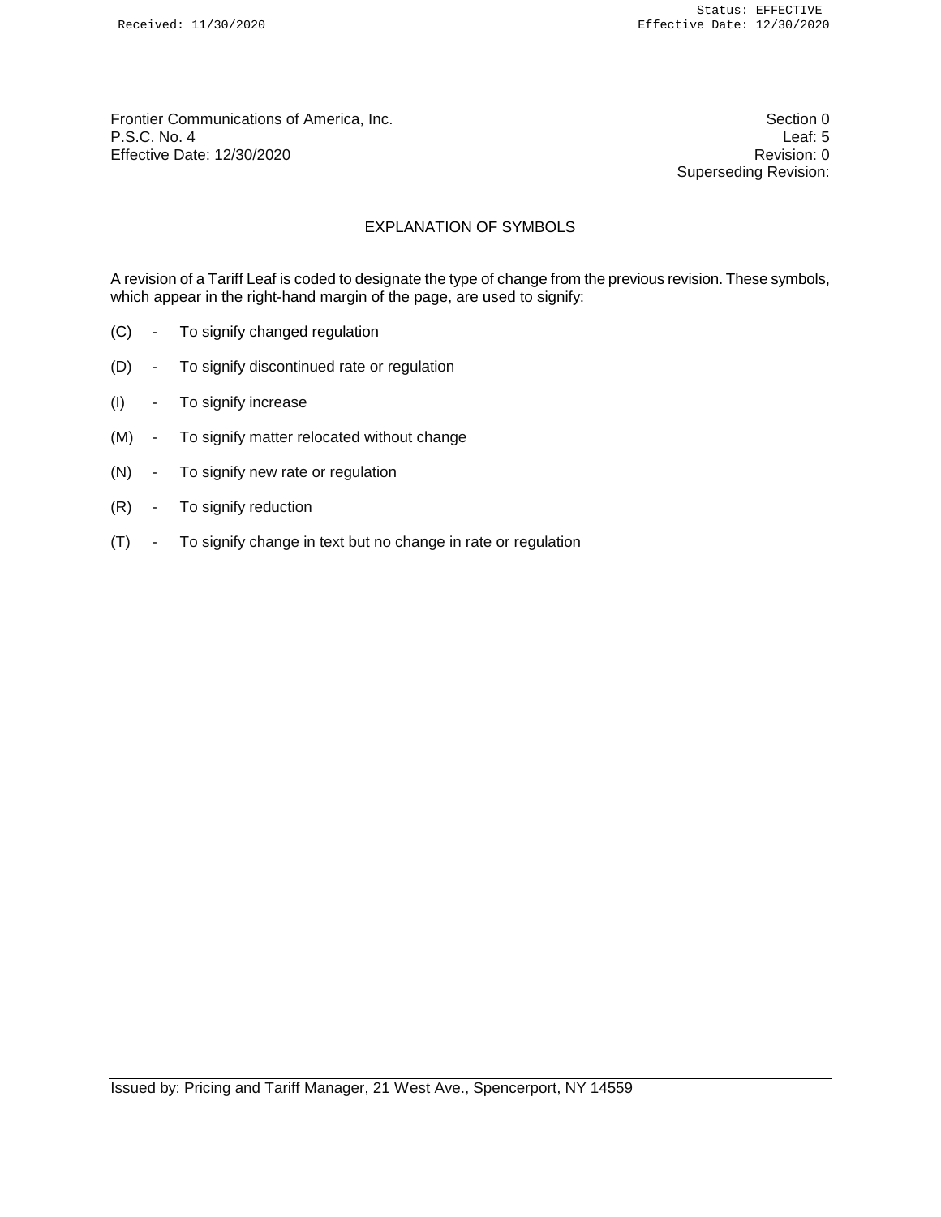Frontier Communications of America, Inc.
P.S.C. No. 4
Effective Date: 12/30/2020

Section 0
Leaf: 5
Revision: 0
Superseding Revision:

## EXPLANATION OF SYMBOLS

A revision of a Tariff Leaf is coded to designate the type of change from the previous revision. These symbols, which appear in the right-hand margin of the page, are used to signify:

(C) - To signify changed regulation

(D) - To signify discontinued rate or regulation

(I) - To signify increase

(M) - To signify matter relocated without change

(N) - To signify new rate or regulation

(R) - To signify reduction

(T) - To signify change in text but no change in rate or regulation

Issued by: Pricing and Tariff Manager, 21 West Ave., Spencerport, NY 14559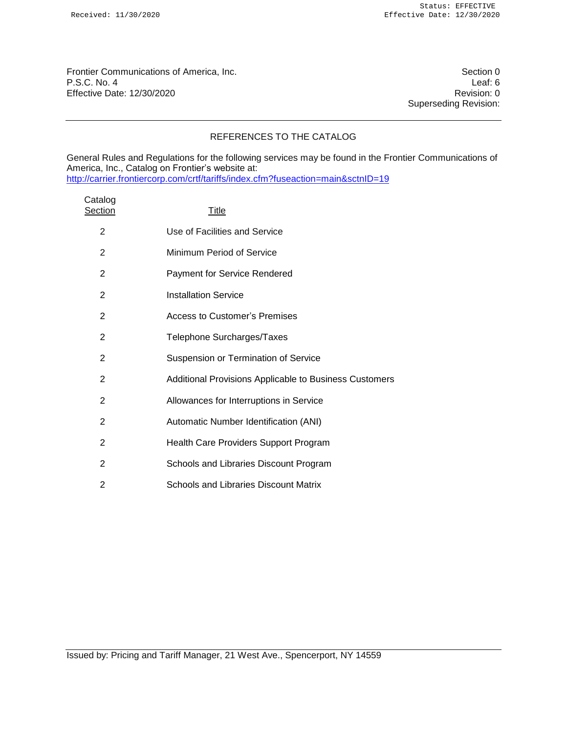Frontier Communications of America, Inc.
P.S.C. No. 4
Effective Date: 12/30/2020

Section 0
Leaf: 6
Revision: 0
Superseding Revision:

## REFERENCES TO THE CATALOG

General Rules and Regulations for the following services may be found in the Frontier Communications of America, Inc., Catalog on Frontier's website at:
http://carrier.frontiercorp.com/crtf/tariffs/index.cfm?fuseaction=main&sctnID=19

| Catalog Section | Title |
|---|---|
| 2 | Use of Facilities and Service |
| 2 | Minimum Period of Service |
| 2 | Payment for Service Rendered |
| 2 | Installation Service |
| 2 | Access to Customer's Premises |
| 2 | Telephone Surcharges/Taxes |
| 2 | Suspension or Termination of Service |
| 2 | Additional Provisions Applicable to Business Customers |
| 2 | Allowances for Interruptions in Service |
| 2 | Automatic Number Identification (ANI) |
| 2 | Health Care Providers Support Program |
| 2 | Schools and Libraries Discount Program |
| 2 | Schools and Libraries Discount Matrix |

Issued by: Pricing and Tariff Manager, 21 West Ave., Spencerport, NY 14559